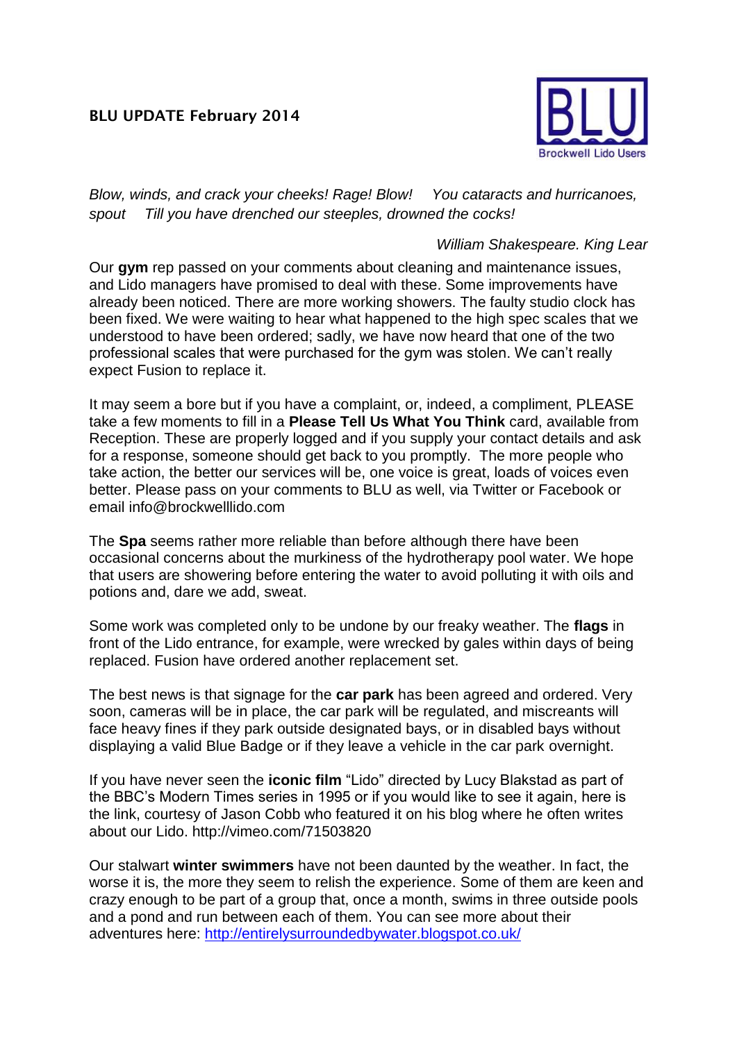# BLU UPDATE February 2014

*Blow, winds, and crack your cheeks! Rage! Blow! You cataracts and hurricanoes, spout Till you have drenched our steeples, drowned the cocks!*

*William Shakespeare. King Lear*

Our **gym** rep passed on your comments about cleaning and maintenance issues, and Lido managers have promised to deal with these. Some improvements have already been noticed. There are more working showers. The faulty studio clock has been fixed. We were waiting to hear what happened to the high spec scales that we understood to have been ordered; sadly, we have now heard that one of the two professional scales that were purchased for the gym was stolen. We can't really expect Fusion to replace it.

It may seem a bore but if you have a complaint, or, indeed, a compliment, PLEASE take a few moments to fill in a **Please Tell Us What You Think** card, available from Reception. These are properly logged and if you supply your contact details and ask for a response, someone should get back to you promptly. The more people who take action, the better our services will be, one voice is great, loads of voices even better. Please pass on your comments to BLU as well, via Twitter or Facebook or email info@brockwelllido.com

The **Spa** seems rather more reliable than before although there have been occasional concerns about the murkiness of the hydrotherapy pool water. We hope that users are showering before entering the water to avoid polluting it with oils and potions and, dare we add, sweat.

Some work was completed only to be undone by our freaky weather. The **flags** in front of the Lido entrance, for example, were wrecked by gales within days of being replaced. Fusion have ordered another replacement set.

The best news is that signage for the **car park** has been agreed and ordered. Very soon, cameras will be in place, the car park will be regulated, and miscreants will face heavy fines if they park outside designated bays, or in disabled bays without displaying a valid Blue Badge or if they leave a vehicle in the car park overnight.

If you have never seen the **iconic film** "Lido" directed by Lucy Blakstad as part of the BBC's Modern Times series in 1995 or if you would like to see it again, here is the link, courtesy of Jason Cobb who featured it on his blog where he often writes about our Lido. http://vimeo.com/71503820

Our stalwart **winter swimmers** have not been daunted by the weather. In fact, the worse it is, the more they seem to relish the experience. Some of them are keen and crazy enough to be part of a group that, once a month, swims in three outside pools and a pond and run between each of them. You can see more about their adventures here: http://entirelysurroundedbywater.blogspot.co.uk/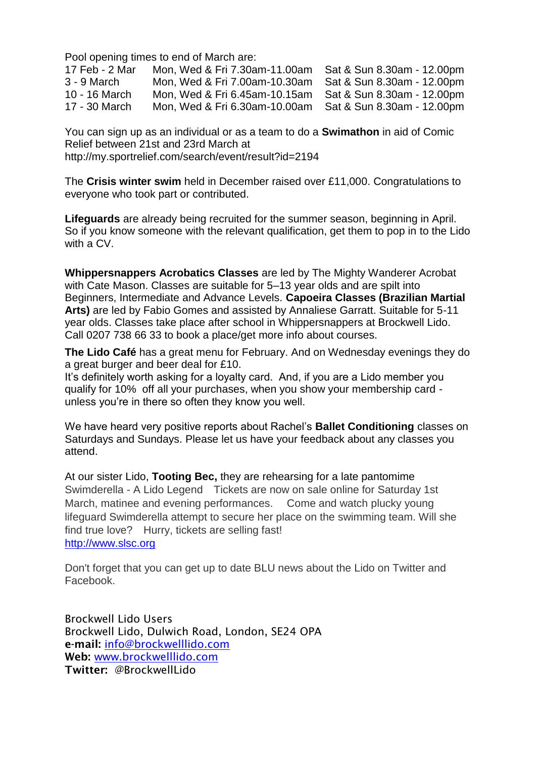Pool opening times to end of March are:

| | | |
|---|---|---|
| 17 Feb - 2 Mar | Mon, Wed & Fri 7.30am-11.00am | Sat & Sun 8.30am - 12.00pm |
| 3 - 9 March | Mon, Wed & Fri 7.00am-10.30am | Sat & Sun 8.30am - 12.00pm |
| 10 - 16 March | Mon, Wed & Fri 6.45am-10.15am | Sat & Sun 8.30am - 12.00pm |
| 17 - 30 March | Mon, Wed & Fri 6.30am-10.00am | Sat & Sun 8.30am - 12.00pm |

You can sign up as an individual or as a team to do a **Swimathon** in aid of Comic Relief between 21st and 23rd March at http://my.sportrelief.com/search/event/result?id=2194

The **Crisis winter swim** held in December raised over £11,000. Congratulations to everyone who took part or contributed.

**Lifeguards** are already being recruited for the summer season, beginning in April. So if you know someone with the relevant qualification, get them to pop in to the Lido with a CV.

**Whippersnappers Acrobatics Classes** are led by The Mighty Wanderer Acrobat with Cate Mason. Classes are suitable for 5–13 year olds and are spilt into Beginners, Intermediate and Advance Levels. **Capoeira Classes (Brazilian Martial Arts)** are led by Fabio Gomes and assisted by Annaliese Garratt. Suitable for 5-11 year olds. Classes take place after school in Whippersnappers at Brockwell Lido. Call 0207 738 66 33 to book a place/get more info about courses.

**The Lido Café** has a great menu for February. And on Wednesday evenings they do a great burger and beer deal for £10.
It's definitely worth asking for a loyalty card. And, if you are a Lido member you qualify for 10% off all your purchases, when you show your membership card - unless you're in there so often they know you well.

We have heard very positive reports about Rachel's **Ballet Conditioning** classes on Saturdays and Sundays. Please let us have your feedback about any classes you attend.

At our sister Lido, **Tooting Bec,** they are rehearsing for a late pantomime Swimderella - A Lido Legend Tickets are now on sale online for Saturday 1st March, matinee and evening performances. Come and watch plucky young lifeguard Swimderella attempt to secure her place on the swimming team. Will she find true love? Hurry, tickets are selling fast!
http://www.slsc.org

Don't forget that you can get up to date BLU news about the Lido on Twitter and Facebook.

Brockwell Lido Users
Brockwell Lido, Dulwich Road, London, SE24 OPA
**e-mail:** info@brockwelllido.com
**Web:** www.brockwelllido.com
**Twitter:** @BrockwellLido